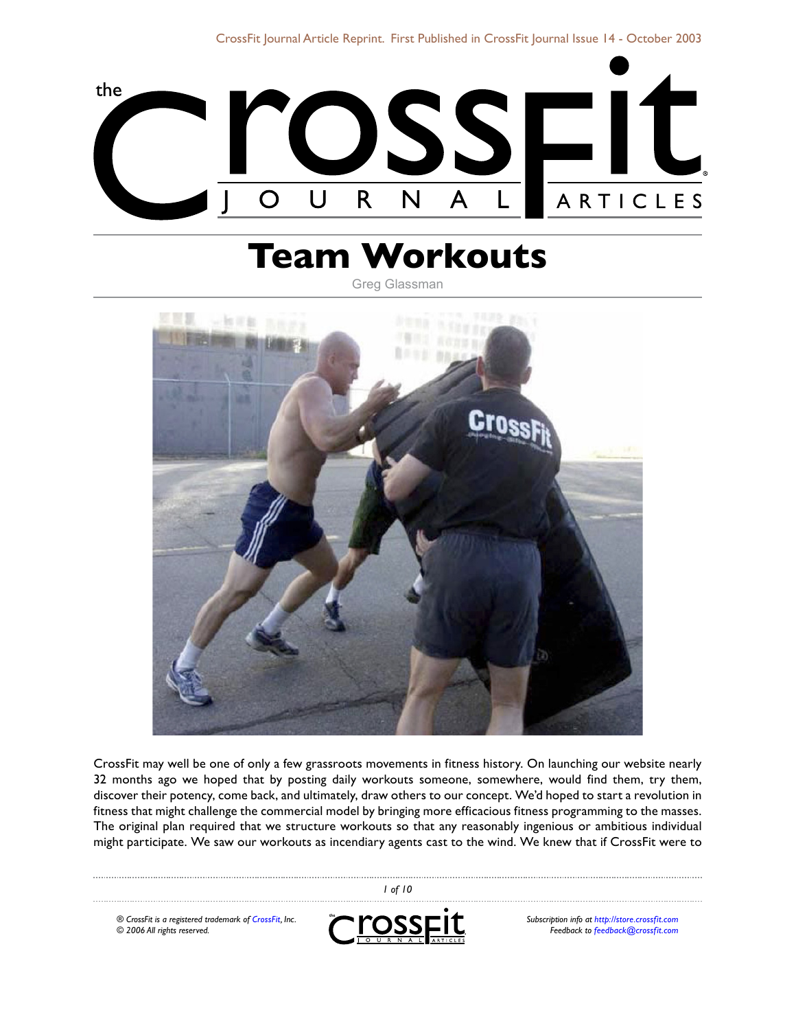CrossFit Journal Article Reprint. First Published in CrossFit Journal Issue 14 - October 2003

# Team Workouts

Greg Glassman

CrossFit may well be one of only a few grassroots movements in fitness history. On launching our website nearly 32 months ago we hoped that by posting daily workouts someone, somewhere, would find them, try them, discover their potency, come back, and ultimately, draw others to our concept. We'd hoped to start a revolution in fitness that might challenge the commercial model by bringing more efficacious fitness programming to the masses. The original plan required that we structure workouts so that any reasonably ingenious or ambitious individual might participate. We saw our workouts as incendiary agents cast to the wind. We knew that if CrossFit were to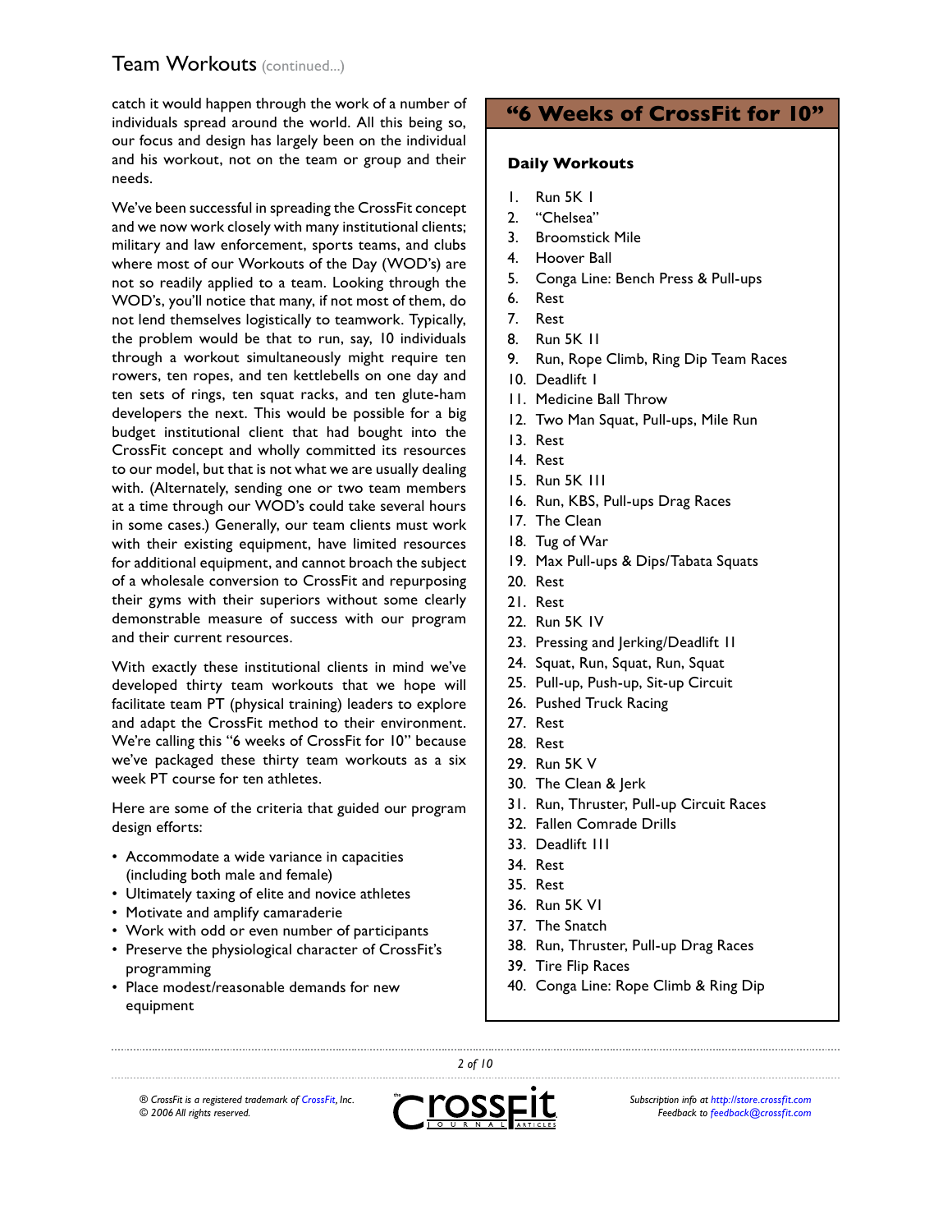## Team Workouts (continued...)

catch it would happen through the work of a number of individuals spread around the world. All this being so, our focus and design has largely been on the individual and his workout, not on the team or group and their needs.

We've been successful in spreading the CrossFit concept and we now work closely with many institutional clients; military and law enforcement, sports teams, and clubs where most of our Workouts of the Day (WOD's) are not so readily applied to a team. Looking through the WOD's, you'll notice that many, if not most of them, do not lend themselves logistically to teamwork. Typically, the problem would be that to run, say, 10 individuals through a workout simultaneously might require ten rowers, ten ropes, and ten kettlebells on one day and ten sets of rings, ten squat racks, and ten glute-ham developers the next. This would be possible for a big budget institutional client that had bought into the CrossFit concept and wholly committed its resources to our model, but that is not what we are usually dealing with. (Alternately, sending one or two team members at a time through our WOD's could take several hours in some cases.) Generally, our team clients must work with their existing equipment, have limited resources for additional equipment, and cannot broach the subject of a wholesale conversion to CrossFit and repurposing their gyms with their superiors without some clearly demonstrable measure of success with our program and their current resources.

With exactly these institutional clients in mind we've developed thirty team workouts that we hope will facilitate team PT (physical training) leaders to explore and adapt the CrossFit method to their environment. We're calling this "6 weeks of CrossFit for 10" because we've packaged these thirty team workouts as a six week PT course for ten athletes.

Here are some of the criteria that guided our program design efforts:

- Accommodate a wide variance in capacities (including both male and female)
- Ultimately taxing of elite and novice athletes
- Motivate and amplify camaraderie
- Work with odd or even number of participants
- Preserve the physiological character of CrossFit's programming
- Place modest/reasonable demands for new equipment

## "6 Weeks of CrossFit for 10"

### Daily Workouts

1. Run 5K I
2. "Chelsea"
3. Broomstick Mile
4. Hoover Ball
5. Conga Line: Bench Press & Pull-ups
6. Rest
7. Rest
8. Run 5K II
9. Run, Rope Climb, Ring Dip Team Races
10. Deadlift I
11. Medicine Ball Throw
12. Two Man Squat, Pull-ups, Mile Run
13. Rest
14. Rest
15. Run 5K III
16. Run, KBS, Pull-ups Drag Races
17. The Clean
18. Tug of War
19. Max Pull-ups & Dips/Tabata Squats
20. Rest
21. Rest
22. Run 5K IV
23. Pressing and Jerking/Deadlift II
24. Squat, Run, Squat, Run, Squat
25. Pull-up, Push-up, Sit-up Circuit
26. Pushed Truck Racing
27. Rest
28. Rest
29. Run 5K V
30. The Clean & Jerk
31. Run, Thruster, Pull-up Circuit Races
32. Fallen Comrade Drills
33. Deadlift III
34. Rest
35. Rest
36. Run 5K VI
37. The Snatch
38. Run, Thruster, Pull-up Drag Races
39. Tire Flip Races
40. Conga Line: Rope Climb & Ring Dip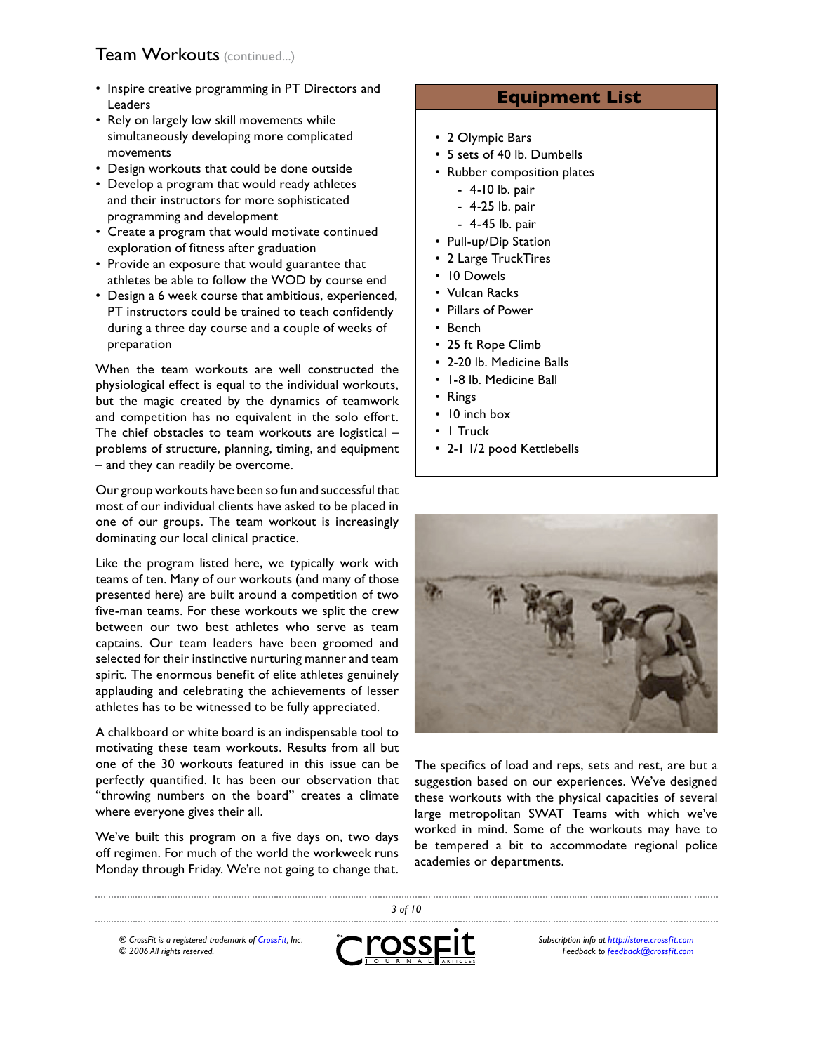## Team Workouts (continued...)

- Inspire creative programming in PT Directors and Leaders
- Rely on largely low skill movements while simultaneously developing more complicated movements
- Design workouts that could be done outside
- Develop a program that would ready athletes and their instructors for more sophisticated programming and development
- Create a program that would motivate continued exploration of fitness after graduation
- Provide an exposure that would guarantee that athletes be able to follow the WOD by course end
- Design a 6 week course that ambitious, experienced, PT instructors could be trained to teach confidently during a three day course and a couple of weeks of preparation

When the team workouts are well constructed the physiological effect is equal to the individual workouts, but the magic created by the dynamics of teamwork and competition has no equivalent in the solo effort. The chief obstacles to team workouts are logistical – problems of structure, planning, timing, and equipment – and they can readily be overcome.

Our group workouts have been so fun and successful that most of our individual clients have asked to be placed in one of our groups. The team workout is increasingly dominating our local clinical practice.

Like the program listed here, we typically work with teams of ten. Many of our workouts (and many of those presented here) are built around a competition of two five-man teams. For these workouts we split the crew between our two best athletes who serve as team captains. Our team leaders have been groomed and selected for their instinctive nurturing manner and team spirit. The enormous benefit of elite athletes genuinely applauding and celebrating the achievements of lesser athletes has to be witnessed to be fully appreciated.

A chalkboard or white board is an indispensable tool to motivating these team workouts. Results from all but one of the 30 workouts featured in this issue can be perfectly quantified. It has been our observation that "throwing numbers on the board" creates a climate where everyone gives their all.

We've built this program on a five days on, two days off regimen. For much of the world the workweek runs Monday through Friday. We're not going to change that.

### Equipment List

- 2 Olympic Bars
- 5 sets of 40 lb. Dumbells
- Rubber composition plates
  - 4-10 lb. pair
  - 4-25 lb. pair
  - 4-45 lb. pair
- Pull-up/Dip Station
- 2 Large TruckTires
- 10 Dowels
- Vulcan Racks
- Pillars of Power
- Bench
- 25 ft Rope Climb
- 2-20 lb. Medicine Balls
- 1-8 lb. Medicine Ball
- Rings
- 10 inch box
- 1 Truck
- 2-1 1/2 pood Kettlebells

The specifics of load and reps, sets and rest, are but a suggestion based on our experiences. We've designed these workouts with the physical capacities of several large metropolitan SWAT Teams with which we've worked in mind. Some of the workouts may have to be tempered a bit to accommodate regional police academies or departments.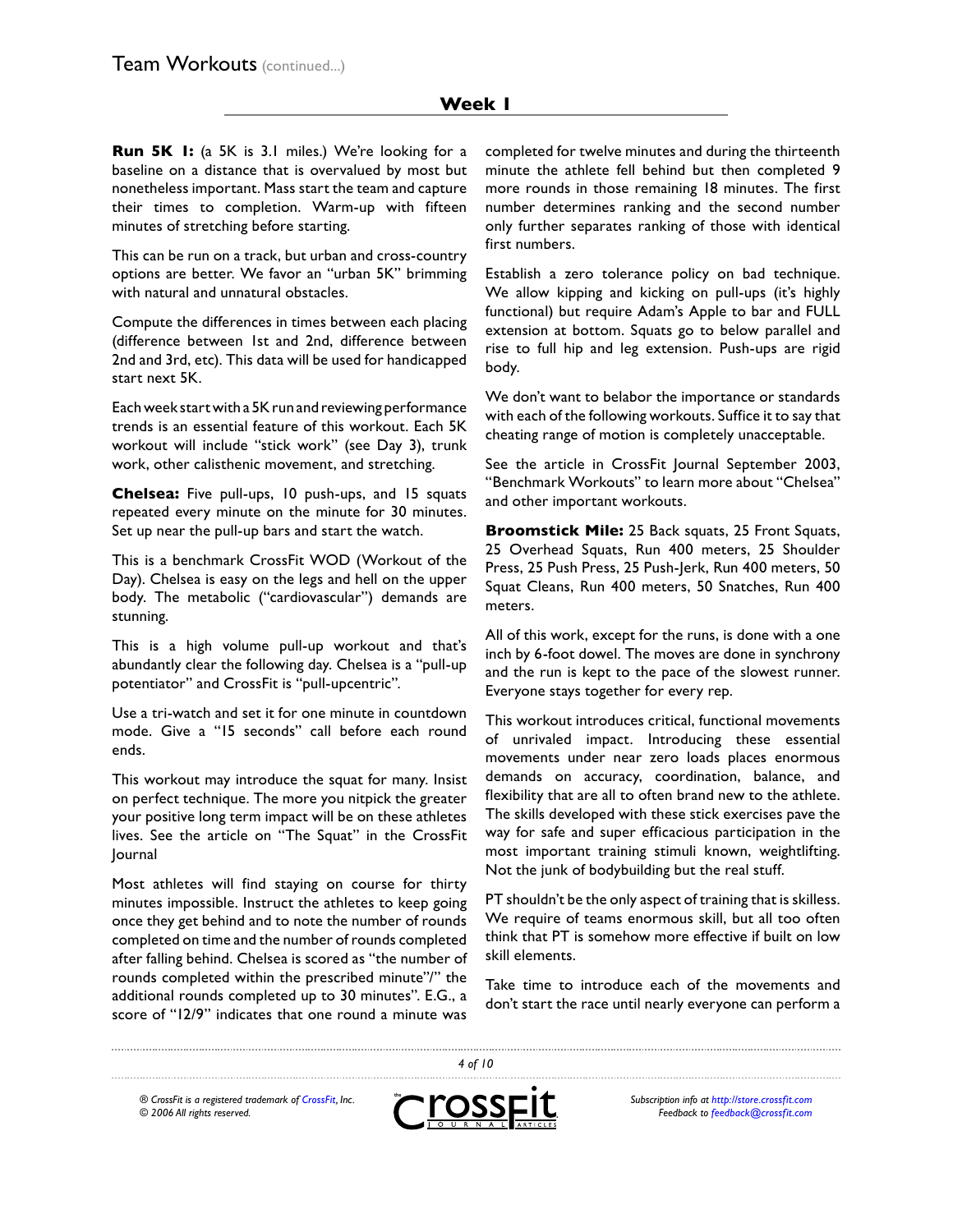## Week 1

**Run 5K 1:** (a 5K is 3.1 miles.) We're looking for a baseline on a distance that is overvalued by most but nonetheless important. Mass start the team and capture their times to completion. Warm-up with fifteen minutes of stretching before starting.

This can be run on a track, but urban and cross-country options are better. We favor an "urban 5K" brimming with natural and unnatural obstacles.

Compute the differences in times between each placing (difference between 1st and 2nd, difference between 2nd and 3rd, etc). This data will be used for handicapped start next 5K.

Each week start with a 5K run and reviewing performance trends is an essential feature of this workout. Each 5K workout will include "stick work" (see Day 3), trunk work, other calisthenic movement, and stretching.

**Chelsea:** Five pull-ups, 10 push-ups, and 15 squats repeated every minute on the minute for 30 minutes. Set up near the pull-up bars and start the watch.

This is a benchmark CrossFit WOD (Workout of the Day). Chelsea is easy on the legs and hell on the upper body. The metabolic ("cardiovascular") demands are stunning.

This is a high volume pull-up workout and that's abundantly clear the following day. Chelsea is a "pull-up potentiator" and CrossFit is "pull-upcentric".

Use a tri-watch and set it for one minute in countdown mode. Give a "15 seconds" call before each round ends.

This workout may introduce the squat for many. Insist on perfect technique. The more you nitpick the greater your positive long term impact will be on these athletes lives. See the article on "The Squat" in the CrossFit Journal

Most athletes will find staying on course for thirty minutes impossible. Instruct the athletes to keep going once they get behind and to note the number of rounds completed on time and the number of rounds completed after falling behind. Chelsea is scored as "the number of rounds completed within the prescribed minute"/" the additional rounds completed up to 30 minutes". E.G., a score of "12/9" indicates that one round a minute was completed for twelve minutes and during the thirteenth minute the athlete fell behind but then completed 9 more rounds in those remaining 18 minutes. The first number determines ranking and the second number only further separates ranking of those with identical first numbers.

Establish a zero tolerance policy on bad technique. We allow kipping and kicking on pull-ups (it's highly functional) but require Adam's Apple to bar and FULL extension at bottom. Squats go to below parallel and rise to full hip and leg extension. Push-ups are rigid body.

We don't want to belabor the importance or standards with each of the following workouts. Suffice it to say that cheating range of motion is completely unacceptable.

See the article in CrossFit Journal September 2003, "Benchmark Workouts" to learn more about "Chelsea" and other important workouts.

**Broomstick Mile:** 25 Back squats, 25 Front Squats, 25 Overhead Squats, Run 400 meters, 25 Shoulder Press, 25 Push Press, 25 Push-Jerk, Run 400 meters, 50 Squat Cleans, Run 400 meters, 50 Snatches, Run 400 meters.

All of this work, except for the runs, is done with a one inch by 6-foot dowel. The moves are done in synchrony and the run is kept to the pace of the slowest runner. Everyone stays together for every rep.

This workout introduces critical, functional movements of unrivaled impact. Introducing these essential movements under near zero loads places enormous demands on accuracy, coordination, balance, and flexibility that are all to often brand new to the athlete. The skills developed with these stick exercises pave the way for safe and super efficacious participation in the most important training stimuli known, weightlifting. Not the junk of bodybuilding but the real stuff.

PT shouldn't be the only aspect of training that is skilless. We require of teams enormous skill, but all too often think that PT is somehow more effective if built on low skill elements.

Take time to introduce each of the movements and don't start the race until nearly everyone can perform a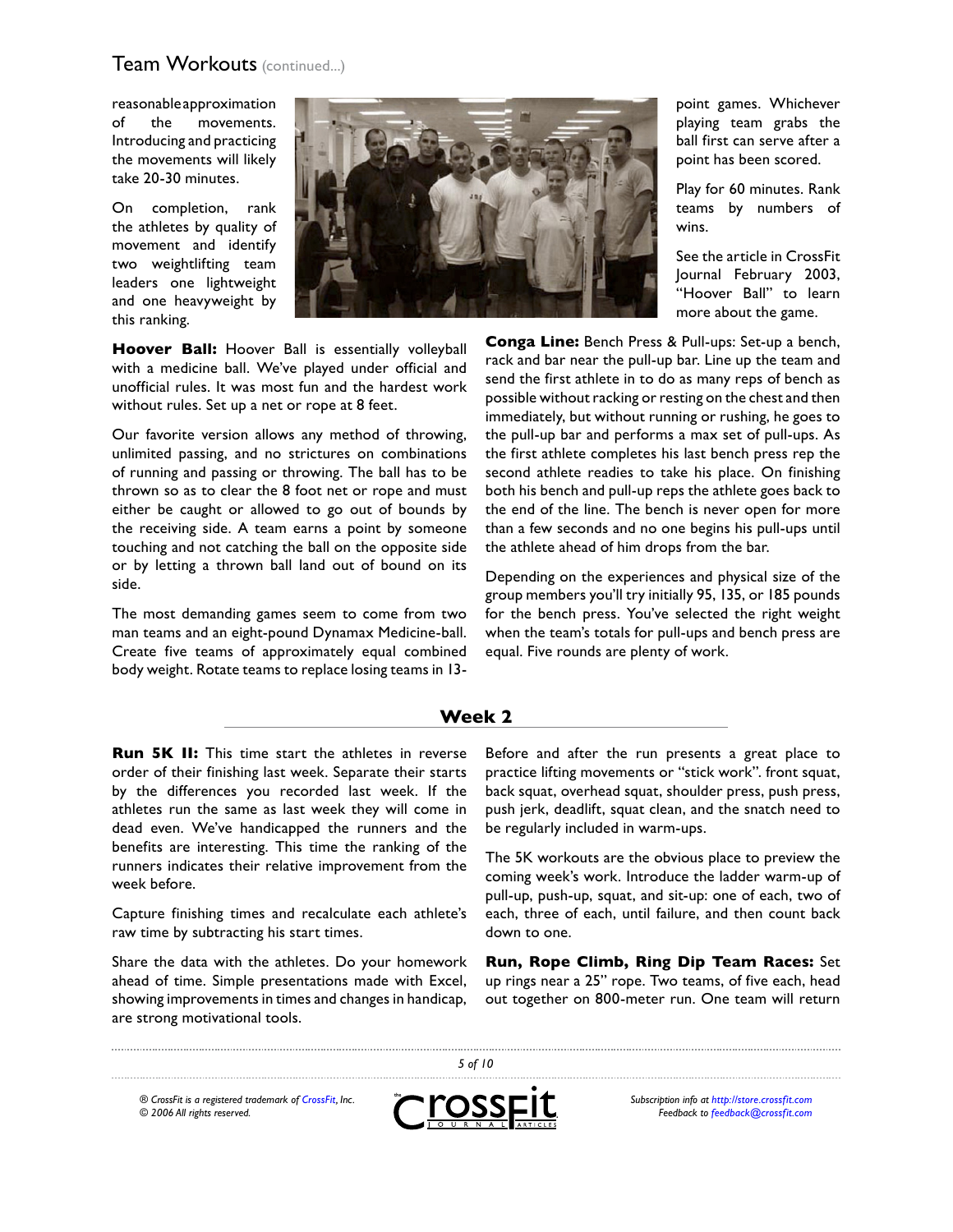reasonable approximation of the movements. Introducing and practicing the movements will likely take 20-30 minutes.

On completion, rank the athletes by quality of movement and identify two weightlifting team leaders one lightweight and one heavyweight by this ranking.

**Hoover Ball:** Hoover Ball is essentially volleyball with a medicine ball. We've played under official and unofficial rules. It was most fun and the hardest work without rules. Set up a net or rope at 8 feet.

Our favorite version allows any method of throwing, unlimited passing, and no strictures on combinations of running and passing or throwing. The ball has to be thrown so as to clear the 8 foot net or rope and must either be caught or allowed to go out of bounds by the receiving side. A team earns a point by someone touching and not catching the ball on the opposite side or by letting a thrown ball land out of bound on its side.

The most demanding games seem to come from two man teams and an eight-pound Dynamax Medicine-ball. Create five teams of approximately equal combined body weight. Rotate teams to replace losing teams in 13-point games. Whichever playing team grabs the ball first can serve after a point has been scored.

Play for 60 minutes. Rank teams by numbers of wins.

See the article in CrossFit Journal February 2003, "Hoover Ball" to learn more about the game.

**Conga Line:** Bench Press & Pull-ups: Set-up a bench, rack and bar near the pull-up bar. Line up the team and send the first athlete in to do as many reps of bench as possible without racking or resting on the chest and then immediately, but without running or rushing, he goes to the pull-up bar and performs a max set of pull-ups. As the first athlete completes his last bench press rep the second athlete readies to take his place. On finishing both his bench and pull-up reps the athlete goes back to the end of the line. The bench is never open for more than a few seconds and no one begins his pull-ups until the athlete ahead of him drops from the bar.

Depending on the experiences and physical size of the group members you'll try initially 95, 135, or 185 pounds for the bench press. You've selected the right weight when the team's totals for pull-ups and bench press are equal. Five rounds are plenty of work.

## Week 2

**Run 5K II:** This time start the athletes in reverse order of their finishing last week. Separate their starts by the differences you recorded last week. If the athletes run the same as last week they will come in dead even. We've handicapped the runners and the benefits are interesting. This time the ranking of the runners indicates their relative improvement from the week before.

Capture finishing times and recalculate each athlete's raw time by subtracting his start times.

Share the data with the athletes. Do your homework ahead of time. Simple presentations made with Excel, showing improvements in times and changes in handicap, are strong motivational tools.

Before and after the run presents a great place to practice lifting movements or "stick work". front squat, back squat, overhead squat, shoulder press, push press, push jerk, deadlift, squat clean, and the snatch need to be regularly included in warm-ups.

The 5K workouts are the obvious place to preview the coming week's work. Introduce the ladder warm-up of pull-up, push-up, squat, and sit-up: one of each, two of each, three of each, until failure, and then count back down to one.

**Run, Rope Climb, Ring Dip Team Races:** Set up rings near a 25" rope. Two teams, of five each, head out together on 800-meter run. One team will return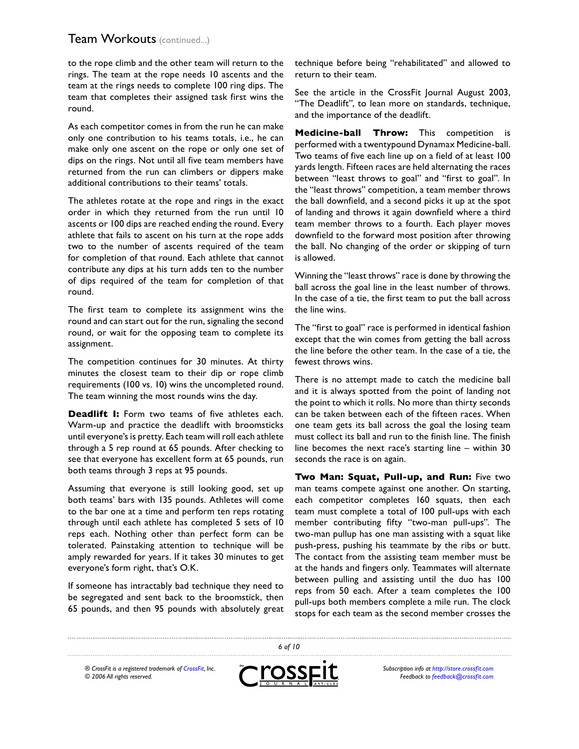to the rope climb and the other team will return to the rings. The team at the rope needs 10 ascents and the team at the rings needs to complete 100 ring dips. The team that completes their assigned task first wins the round.

As each competitor comes in from the run he can make only one contribution to his teams totals, i.e., he can make only one ascent on the rope or only one set of dips on the rings. Not until all five team members have returned from the run can climbers or dippers make additional contributions to their teams' totals.

The athletes rotate at the rope and rings in the exact order in which they returned from the run until 10 ascents or 100 dips are reached ending the round. Every athlete that fails to ascent on his turn at the rope adds two to the number of ascents required of the team for completion of that round. Each athlete that cannot contribute any dips at his turn adds ten to the number of dips required of the team for completion of that round.

The first team to complete its assignment wins the round and can start out for the run, signaling the second round, or wait for the opposing team to complete its assignment.

The competition continues for 30 minutes. At thirty minutes the closest team to their dip or rope climb requirements (100 vs. 10) wins the uncompleted round. The team winning the most rounds wins the day.

**Deadlift I:** Form two teams of five athletes each. Warm-up and practice the deadlift with broomsticks until everyone's is pretty. Each team will roll each athlete through a 5 rep round at 65 pounds. After checking to see that everyone has excellent form at 65 pounds, run both teams through 3 reps at 95 pounds.

Assuming that everyone is still looking good, set up both teams' bars with 135 pounds. Athletes will come to the bar one at a time and perform ten reps rotating through until each athlete has completed 5 sets of 10 reps each. Nothing other than perfect form can be tolerated. Painstaking attention to technique will be amply rewarded for years. If it takes 30 minutes to get everyone's form right, that's O.K.

If someone has intractably bad technique they need to be segregated and sent back to the broomstick, then 65 pounds, and then 95 pounds with absolutely great technique before being "rehabilitated" and allowed to return to their team.

See the article in the CrossFit Journal August 2003, "The Deadlift", to lean more on standards, technique, and the importance of the deadlift.

**Medicine-ball Throw:** This competition is performed with a twentypound Dynamax Medicine-ball. Two teams of five each line up on a field of at least 100 yards length. Fifteen races are held alternating the races between "least throws to goal" and "first to goal". In the "least throws" competition, a team member throws the ball downfield, and a second picks it up at the spot of landing and throws it again downfield where a third team member throws to a fourth. Each player moves downfield to the forward most position after throwing the ball. No changing of the order or skipping of turn is allowed.

Winning the "least throws" race is done by throwing the ball across the goal line in the least number of throws. In the case of a tie, the first team to put the ball across the line wins.

The "first to goal" race is performed in identical fashion except that the win comes from getting the ball across the line before the other team. In the case of a tie, the fewest throws wins.

There is no attempt made to catch the medicine ball and it is always spotted from the point of landing not the point to which it rolls. No more than thirty seconds can be taken between each of the fifteen races. When one team gets its ball across the goal the losing team must collect its ball and run to the finish line. The finish line becomes the next race's starting line – within 30 seconds the race is on again.

**Two Man: Squat, Pull-up, and Run:** Five two man teams compete against one another. On starting, each competitor completes 160 squats, then each team must complete a total of 100 pull-ups with each member contributing fifty "two-man pull-ups". The two-man pullup has one man assisting with a squat like push-press, pushing his teammate by the ribs or butt. The contact from the assisting team member must be at the hands and fingers only. Teammates will alternate between pulling and assisting until the duo has 100 reps from 50 each. After a team completes the 100 pull-ups both members complete a mile run. The clock stops for each team as the second member crosses the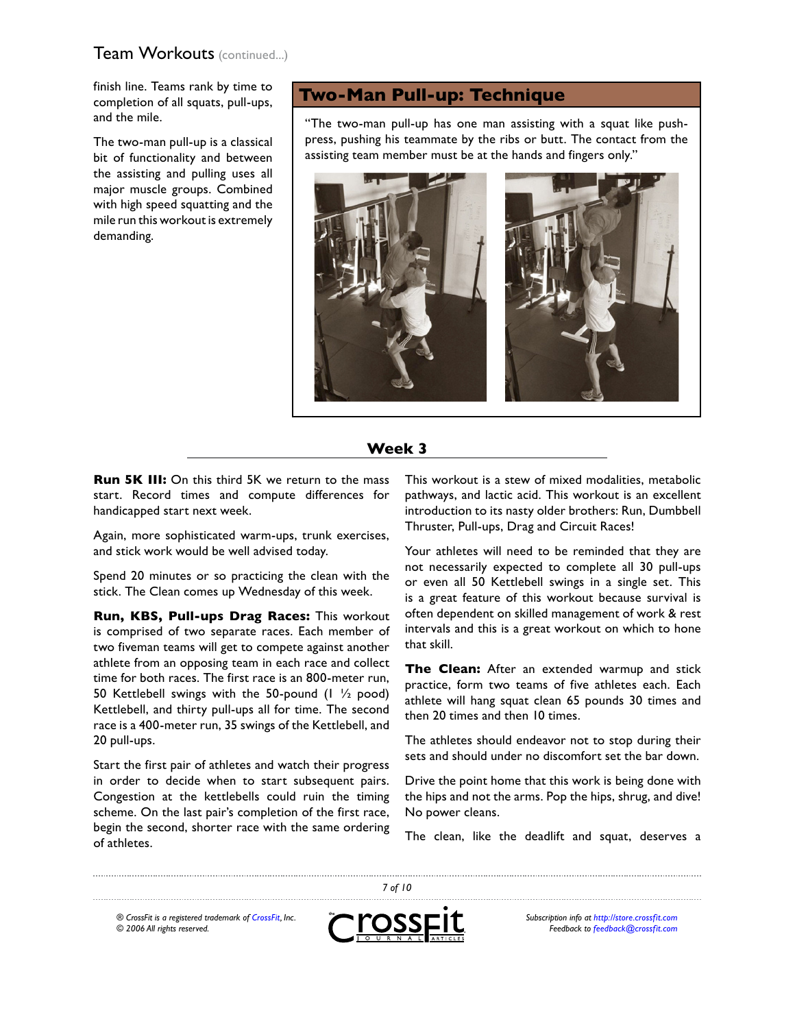finish line. Teams rank by time to completion of all squats, pull-ups, and the mile.

The two-man pull-up is a classical bit of functionality and between the assisting and pulling uses all major muscle groups. Combined with high speed squatting and the mile run this workout is extremely demanding.

## Two-Man Pull-up: Technique

"The two-man pull-up has one man assisting with a squat like push-press, pushing his teammate by the ribs or butt. The contact from the assisting team member must be at the hands and fingers only."

## Week 3

**Run 5K III:** On this third 5K we return to the mass start. Record times and compute differences for handicapped start next week.

Again, more sophisticated warm-ups, trunk exercises, and stick work would be well advised today.

Spend 20 minutes or so practicing the clean with the stick. The Clean comes up Wednesday of this week.

**Run, KBS, Pull-ups Drag Races:** This workout is comprised of two separate races. Each member of two fiveman teams will get to compete against another athlete from an opposing team in each race and collect time for both races. The first race is an 800-meter run, 50 Kettlebell swings with the 50-pound (1 ½ pood) Kettlebell, and thirty pull-ups all for time. The second race is a 400-meter run, 35 swings of the Kettlebell, and 20 pull-ups.

Start the first pair of athletes and watch their progress in order to decide when to start subsequent pairs. Congestion at the kettlebells could ruin the timing scheme. On the last pair's completion of the first race, begin the second, shorter race with the same ordering of athletes.

This workout is a stew of mixed modalities, metabolic pathways, and lactic acid. This workout is an excellent introduction to its nasty older brothers: Run, Dumbbell Thruster, Pull-ups, Drag and Circuit Races!

Your athletes will need to be reminded that they are not necessarily expected to complete all 30 pull-ups or even all 50 Kettlebell swings in a single set. This is a great feature of this workout because survival is often dependent on skilled management of work & rest intervals and this is a great workout on which to hone that skill.

**The Clean:** After an extended warmup and stick practice, form two teams of five athletes each. Each athlete will hang squat clean 65 pounds 30 times and then 20 times and then 10 times.

The athletes should endeavor not to stop during their sets and should under no discomfort set the bar down.

Drive the point home that this work is being done with the hips and not the arms. Pop the hips, shrug, and dive! No power cleans.

The clean, like the deadlift and squat, deserves a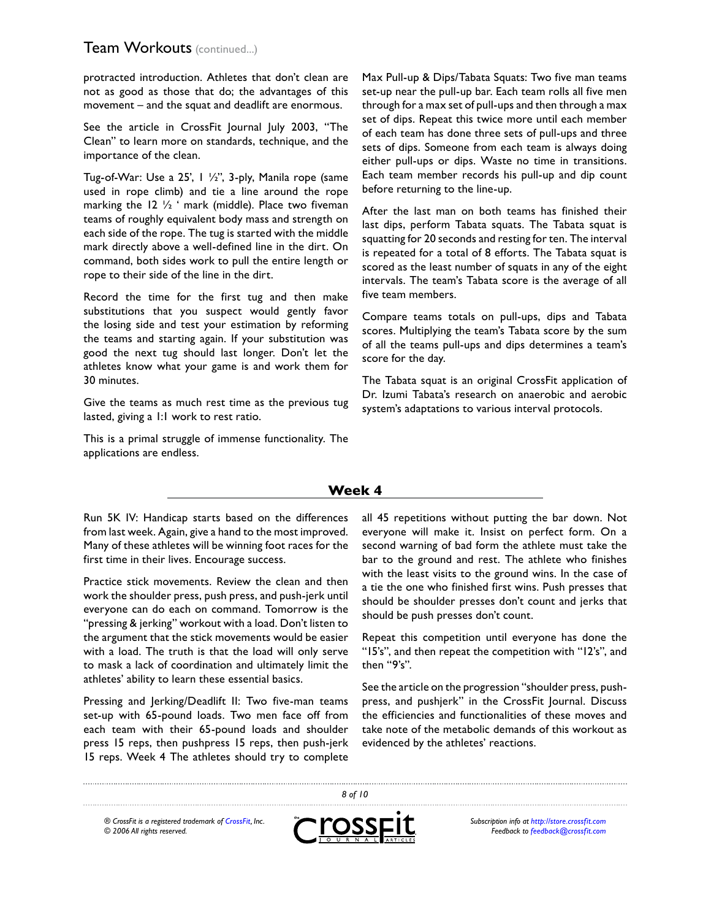protracted introduction. Athletes that don't clean are not as good as those that do; the advantages of this movement – and the squat and deadlift are enormous.

See the article in CrossFit Journal July 2003, "The Clean" to learn more on standards, technique, and the importance of the clean.

Tug-of-War: Use a 25', 1 ½", 3-ply, Manila rope (same used in rope climb) and tie a line around the rope marking the 12 ½ ' mark (middle). Place two fiveman teams of roughly equivalent body mass and strength on each side of the rope. The tug is started with the middle mark directly above a well-defined line in the dirt. On command, both sides work to pull the entire length or rope to their side of the line in the dirt.

Record the time for the first tug and then make substitutions that you suspect would gently favor the losing side and test your estimation by reforming the teams and starting again. If your substitution was good the next tug should last longer. Don't let the athletes know what your game is and work them for 30 minutes.

Give the teams as much rest time as the previous tug lasted, giving a 1:1 work to rest ratio.

This is a primal struggle of immense functionality. The applications are endless.

Max Pull-up & Dips/Tabata Squats: Two five man teams set-up near the pull-up bar. Each team rolls all five men through for a max set of pull-ups and then through a max set of dips. Repeat this twice more until each member of each team has done three sets of pull-ups and three sets of dips. Someone from each team is always doing either pull-ups or dips. Waste no time in transitions. Each team member records his pull-up and dip count before returning to the line-up.

After the last man on both teams has finished their last dips, perform Tabata squats. The Tabata squat is squatting for 20 seconds and resting for ten. The interval is repeated for a total of 8 efforts. The Tabata squat is scored as the least number of squats in any of the eight intervals. The team's Tabata score is the average of all five team members.

Compare teams totals on pull-ups, dips and Tabata scores. Multiplying the team's Tabata score by the sum of all the teams pull-ups and dips determines a team's score for the day.

The Tabata squat is an original CrossFit application of Dr. Izumi Tabata's research on anaerobic and aerobic system's adaptations to various interval protocols.

## Week 4

Run 5K IV: Handicap starts based on the differences from last week. Again, give a hand to the most improved. Many of these athletes will be winning foot races for the first time in their lives. Encourage success.

Practice stick movements. Review the clean and then work the shoulder press, push press, and push-jerk until everyone can do each on command. Tomorrow is the "pressing & jerking" workout with a load. Don't listen to the argument that the stick movements would be easier with a load. The truth is that the load will only serve to mask a lack of coordination and ultimately limit the athletes' ability to learn these essential basics.

Pressing and Jerking/Deadlift II: Two five-man teams set-up with 65-pound loads. Two men face off from each team with their 65-pound loads and shoulder press 15 reps, then pushpress 15 reps, then push-jerk 15 reps. Week 4 The athletes should try to complete all 45 repetitions without putting the bar down. Not everyone will make it. Insist on perfect form. On a second warning of bad form the athlete must take the bar to the ground and rest. The athlete who finishes with the least visits to the ground wins. In the case of a tie the one who finished first wins. Push presses that should be shoulder presses don't count and jerks that should be push presses don't count.

Repeat this competition until everyone has done the "15's", and then repeat the competition with "12's", and then "9's".

See the article on the progression "shoulder press, push-press, and pushjerk" in the CrossFit Journal. Discuss the efficiencies and functionalities of these moves and take note of the metabolic demands of this workout as evidenced by the athletes' reactions.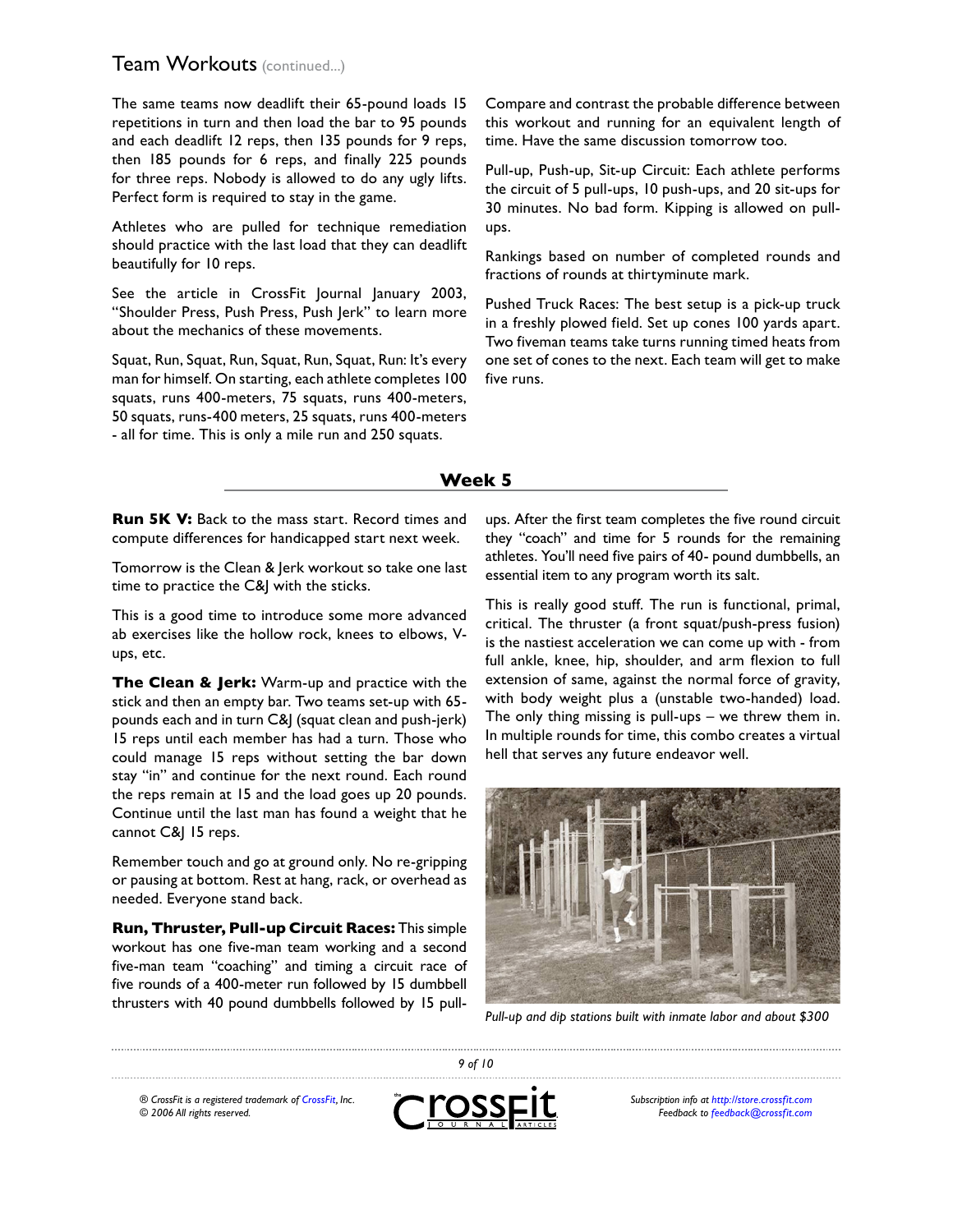## Team Workouts (continued...)

The same teams now deadlift their 65-pound loads 15 repetitions in turn and then load the bar to 95 pounds and each deadlift 12 reps, then 135 pounds for 9 reps, then 185 pounds for 6 reps, and finally 225 pounds for three reps. Nobody is allowed to do any ugly lifts. Perfect form is required to stay in the game.

Athletes who are pulled for technique remediation should practice with the last load that they can deadlift beautifully for 10 reps.

See the article in CrossFit Journal January 2003, "Shoulder Press, Push Press, Push Jerk" to learn more about the mechanics of these movements.

Squat, Run, Squat, Run, Squat, Run, Squat, Run: It's every man for himself. On starting, each athlete completes 100 squats, runs 400-meters, 75 squats, runs 400-meters, 50 squats, runs-400 meters, 25 squats, runs 400-meters - all for time. This is only a mile run and 250 squats.

Compare and contrast the probable difference between this workout and running for an equivalent length of time. Have the same discussion tomorrow too.

Pull-up, Push-up, Sit-up Circuit: Each athlete performs the circuit of 5 pull-ups, 10 push-ups, and 20 sit-ups for 30 minutes. No bad form. Kipping is allowed on pull-ups.

Rankings based on number of completed rounds and fractions of rounds at thirtyminute mark.

Pushed Truck Races: The best setup is a pick-up truck in a freshly plowed field. Set up cones 100 yards apart. Two fiveman teams take turns running timed heats from one set of cones to the next. Each team will get to make five runs.

## Week 5

**Run 5K V:** Back to the mass start. Record times and compute differences for handicapped start next week.

Tomorrow is the Clean & Jerk workout so take one last time to practice the C&J with the sticks.

This is a good time to introduce some more advanced ab exercises like the hollow rock, knees to elbows, V-ups, etc.

**The Clean & Jerk:** Warm-up and practice with the stick and then an empty bar. Two teams set-up with 65-pounds each and in turn C&J (squat clean and push-jerk) 15 reps until each member has had a turn. Those who could manage 15 reps without setting the bar down stay "in" and continue for the next round. Each round the reps remain at 15 and the load goes up 20 pounds. Continue until the last man has found a weight that he cannot C&J 15 reps.

Remember touch and go at ground only. No re-gripping or pausing at bottom. Rest at hang, rack, or overhead as needed. Everyone stand back.

**Run, Thruster, Pull-up Circuit Races:** This simple workout has one five-man team working and a second five-man team "coaching" and timing a circuit race of five rounds of a 400-meter run followed by 15 dumbbell thrusters with 40 pound dumbbells followed by 15 pull-ups. After the first team completes the five round circuit they "coach" and time for 5 rounds for the remaining athletes. You'll need five pairs of 40- pound dumbbells, an essential item to any program worth its salt.

This is really good stuff. The run is functional, primal, critical. The thruster (a front squat/push-press fusion) is the nastiest acceleration we can come up with - from full ankle, knee, hip, shoulder, and arm flexion to full extension of same, against the normal force of gravity, with body weight plus a (unstable two-handed) load. The only thing missing is pull-ups – we threw them in. In multiple rounds for time, this combo creates a virtual hell that serves any future endeavor well.

*Pull-up and dip stations built with inmate labor and about $300*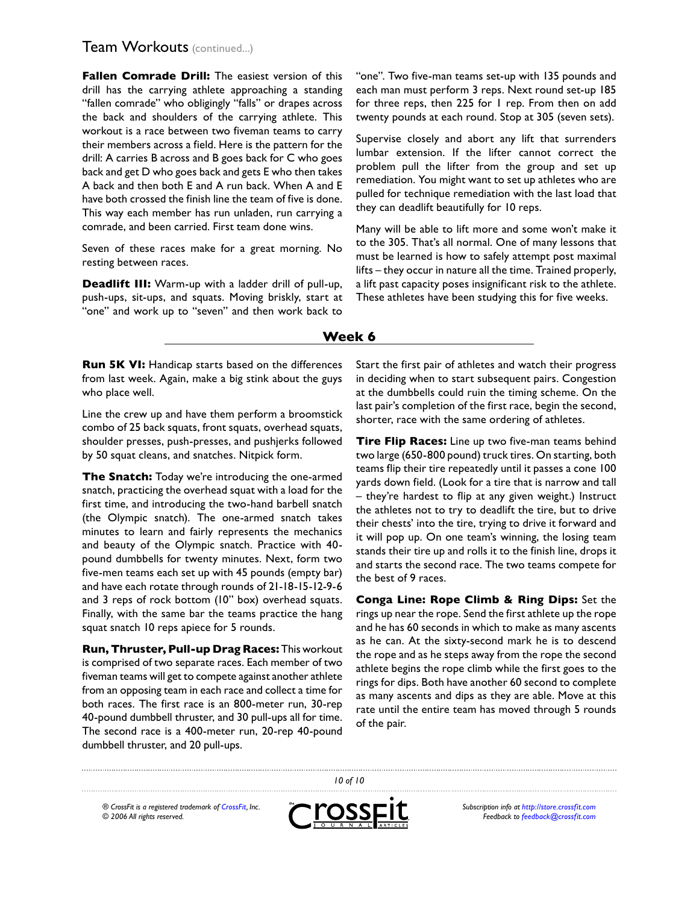## Team Workouts (continued...)

**Fallen Comrade Drill:** The easiest version of this drill has the carrying athlete approaching a standing "fallen comrade" who obligingly "falls" or drapes across the back and shoulders of the carrying athlete. This workout is a race between two fiveman teams to carry their members across a field. Here is the pattern for the drill: A carries B across and B goes back for C who goes back and get D who goes back and gets E who then takes A back and then both E and A run back. When A and E have both crossed the finish line the team of five is done. This way each member has run unladen, run carrying a comrade, and been carried. First team done wins.

Seven of these races make for a great morning. No resting between races.

**Deadlift III:** Warm-up with a ladder drill of pull-up, push-ups, sit-ups, and squats. Moving briskly, start at "one" and work up to "seven" and then work back to "one". Two five-man teams set-up with 135 pounds and each man must perform 3 reps. Next round set-up 185 for three reps, then 225 for 1 rep. From then on add twenty pounds at each round. Stop at 305 (seven sets).

Supervise closely and abort any lift that surrenders lumbar extension. If the lifter cannot correct the problem pull the lifter from the group and set up remediation. You might want to set up athletes who are pulled for technique remediation with the last load that they can deadlift beautifully for 10 reps.

Many will be able to lift more and some won't make it to the 305. That's all normal. One of many lessons that must be learned is how to safely attempt post maximal lifts – they occur in nature all the time. Trained properly, a lift past capacity poses insignificant risk to the athlete. These athletes have been studying this for five weeks.

## Week 6

**Run 5K VI:** Handicap starts based on the differences from last week. Again, make a big stink about the guys who place well.

Line the crew up and have them perform a broomstick combo of 25 back squats, front squats, overhead squats, shoulder presses, push-presses, and pushjerks followed by 50 squat cleans, and snatches. Nitpick form.

**The Snatch:** Today we're introducing the one-armed snatch, practicing the overhead squat with a load for the first time, and introducing the two-hand barbell snatch (the Olympic snatch). The one-armed snatch takes minutes to learn and fairly represents the mechanics and beauty of the Olympic snatch. Practice with 40-pound dumbbells for twenty minutes. Next, form two five-men teams each set up with 45 pounds (empty bar) and have each rotate through rounds of 21-18-15-12-9-6 and 3 reps of rock bottom (10" box) overhead squats. Finally, with the same bar the teams practice the hang squat snatch 10 reps apiece for 5 rounds.

**Run, Thruster, Pull-up Drag Races:** This workout is comprised of two separate races. Each member of two fiveman teams will get to compete against another athlete from an opposing team in each race and collect a time for both races. The first race is an 800-meter run, 30-rep 40-pound dumbbell thruster, and 30 pull-ups all for time. The second race is a 400-meter run, 20-rep 40-pound dumbbell thruster, and 20 pull-ups.

Start the first pair of athletes and watch their progress in deciding when to start subsequent pairs. Congestion at the dumbbells could ruin the timing scheme. On the last pair's completion of the first race, begin the second, shorter, race with the same ordering of athletes.

**Tire Flip Races:** Line up two five-man teams behind two large (650-800 pound) truck tires. On starting, both teams flip their tire repeatedly until it passes a cone 100 yards down field. (Look for a tire that is narrow and tall – they're hardest to flip at any given weight.) Instruct the athletes not to try to deadlift the tire, but to drive their chests' into the tire, trying to drive it forward and it will pop up. On one team's winning, the losing team stands their tire up and rolls it to the finish line, drops it and starts the second race. The two teams compete for the best of 9 races.

**Conga Line: Rope Climb & Ring Dips:** Set the rings up near the rope. Send the first athlete up the rope and he has 60 seconds in which to make as many ascents as he can. At the sixty-second mark he is to descend the rope and as he steps away from the rope the second athlete begins the rope climb while the first goes to the rings for dips. Both have another 60 second to complete as many ascents and dips as they are able. Move at this rate until the entire team has moved through 5 rounds of the pair.